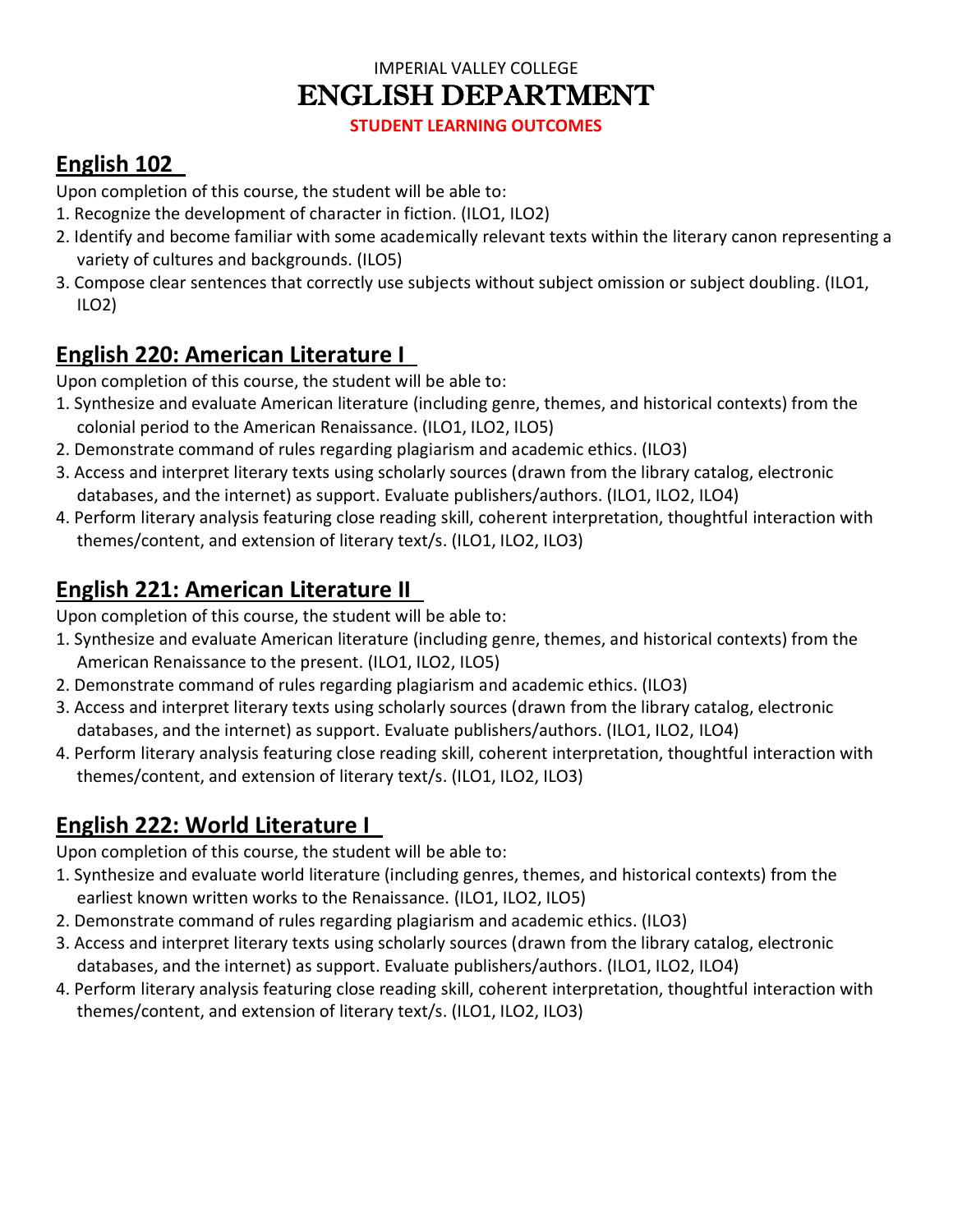IMPERIAL VALLEY COLLEGE

# ENGLISH DEPARTMENT

**STUDENT LEARNING OUTCOMES**

## English 102

Upon completion of this course, the student will be able to:

1. Recognize the development of character in fiction. (ILO1, ILO2)
2. Identify and become familiar with some academically relevant texts within the literary canon representing a variety of cultures and backgrounds. (ILO5)
3. Compose clear sentences that correctly use subjects without subject omission or subject doubling. (ILO1, ILO2)

## English 220: American Literature I

Upon completion of this course, the student will be able to:

1. Synthesize and evaluate American literature (including genre, themes, and historical contexts) from the colonial period to the American Renaissance. (ILO1, ILO2, ILO5)
2. Demonstrate command of rules regarding plagiarism and academic ethics. (ILO3)
3. Access and interpret literary texts using scholarly sources (drawn from the library catalog, electronic databases, and the internet) as support. Evaluate publishers/authors. (ILO1, ILO2, ILO4)
4. Perform literary analysis featuring close reading skill, coherent interpretation, thoughtful interaction with themes/content, and extension of literary text/s. (ILO1, ILO2, ILO3)

## English 221: American Literature II

Upon completion of this course, the student will be able to:

1. Synthesize and evaluate American literature (including genre, themes, and historical contexts) from the American Renaissance to the present. (ILO1, ILO2, ILO5)
2. Demonstrate command of rules regarding plagiarism and academic ethics. (ILO3)
3. Access and interpret literary texts using scholarly sources (drawn from the library catalog, electronic databases, and the internet) as support. Evaluate publishers/authors. (ILO1, ILO2, ILO4)
4. Perform literary analysis featuring close reading skill, coherent interpretation, thoughtful interaction with themes/content, and extension of literary text/s. (ILO1, ILO2, ILO3)

## English 222: World Literature I

Upon completion of this course, the student will be able to:

1. Synthesize and evaluate world literature (including genres, themes, and historical contexts) from the earliest known written works to the Renaissance. (ILO1, ILO2, ILO5)
2. Demonstrate command of rules regarding plagiarism and academic ethics. (ILO3)
3. Access and interpret literary texts using scholarly sources (drawn from the library catalog, electronic databases, and the internet) as support. Evaluate publishers/authors. (ILO1, ILO2, ILO4)
4. Perform literary analysis featuring close reading skill, coherent interpretation, thoughtful interaction with themes/content, and extension of literary text/s. (ILO1, ILO2, ILO3)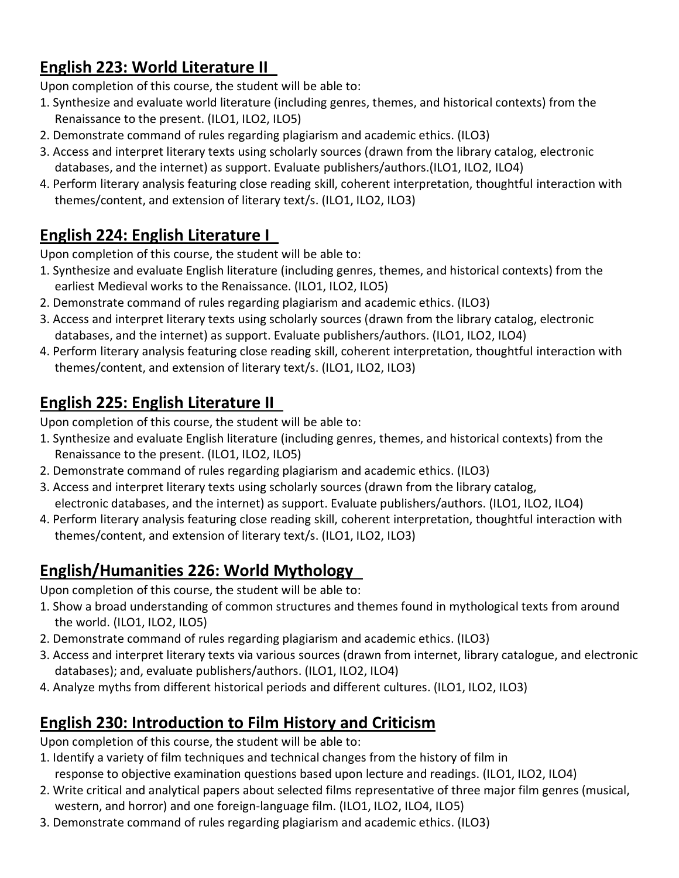## English 223: World Literature II

Upon completion of this course, the student will be able to:

1. Synthesize and evaluate world literature (including genres, themes, and historical contexts) from the Renaissance to the present. (ILO1, ILO2, ILO5)
2. Demonstrate command of rules regarding plagiarism and academic ethics. (ILO3)
3. Access and interpret literary texts using scholarly sources (drawn from the library catalog, electronic databases, and the internet) as support. Evaluate publishers/authors.(ILO1, ILO2, ILO4)
4. Perform literary analysis featuring close reading skill, coherent interpretation, thoughtful interaction with themes/content, and extension of literary text/s. (ILO1, ILO2, ILO3)

## English 224: English Literature I

Upon completion of this course, the student will be able to:

1. Synthesize and evaluate English literature (including genres, themes, and historical contexts) from the earliest Medieval works to the Renaissance. (ILO1, ILO2, ILO5)
2. Demonstrate command of rules regarding plagiarism and academic ethics. (ILO3)
3. Access and interpret literary texts using scholarly sources (drawn from the library catalog, electronic databases, and the internet) as support. Evaluate publishers/authors. (ILO1, ILO2, ILO4)
4. Perform literary analysis featuring close reading skill, coherent interpretation, thoughtful interaction with themes/content, and extension of literary text/s. (ILO1, ILO2, ILO3)

## English 225: English Literature II

Upon completion of this course, the student will be able to:

1. Synthesize and evaluate English literature (including genres, themes, and historical contexts) from the Renaissance to the present. (ILO1, ILO2, ILO5)
2. Demonstrate command of rules regarding plagiarism and academic ethics. (ILO3)
3. Access and interpret literary texts using scholarly sources (drawn from the library catalog, electronic databases, and the internet) as support. Evaluate publishers/authors. (ILO1, ILO2, ILO4)
4. Perform literary analysis featuring close reading skill, coherent interpretation, thoughtful interaction with themes/content, and extension of literary text/s. (ILO1, ILO2, ILO3)

## English/Humanities 226: World Mythology

Upon completion of this course, the student will be able to:

1. Show a broad understanding of common structures and themes found in mythological texts from around the world. (ILO1, ILO2, ILO5)
2. Demonstrate command of rules regarding plagiarism and academic ethics. (ILO3)
3. Access and interpret literary texts via various sources (drawn from internet, library catalogue, and electronic databases); and, evaluate publishers/authors. (ILO1, ILO2, ILO4)
4. Analyze myths from different historical periods and different cultures. (ILO1, ILO2, ILO3)

## English 230: Introduction to Film History and Criticism

Upon completion of this course, the student will be able to:

1. Identify a variety of film techniques and technical changes from the history of film in response to objective examination questions based upon lecture and readings. (ILO1, ILO2, ILO4)
2. Write critical and analytical papers about selected films representative of three major film genres (musical, western, and horror) and one foreign-language film. (ILO1, ILO2, ILO4, ILO5)
3. Demonstrate command of rules regarding plagiarism and academic ethics. (ILO3)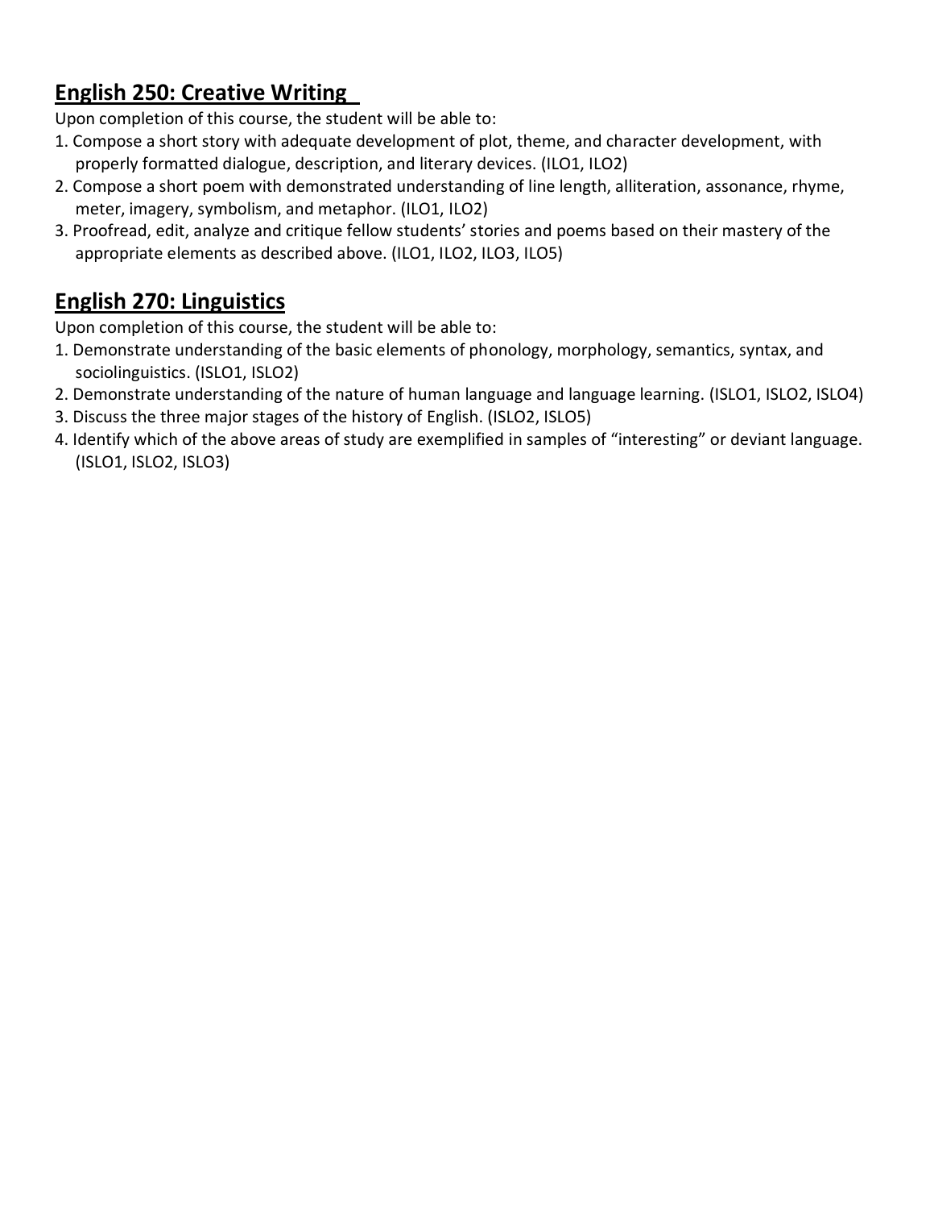## English 250: Creative Writing

Upon completion of this course, the student will be able to:

1. Compose a short story with adequate development of plot, theme, and character development, with properly formatted dialogue, description, and literary devices. (ILO1, ILO2)
2. Compose a short poem with demonstrated understanding of line length, alliteration, assonance, rhyme, meter, imagery, symbolism, and metaphor. (ILO1, ILO2)
3. Proofread, edit, analyze and critique fellow students' stories and poems based on their mastery of the appropriate elements as described above. (ILO1, ILO2, ILO3, ILO5)

## English 270: Linguistics

Upon completion of this course, the student will be able to:

1. Demonstrate understanding of the basic elements of phonology, morphology, semantics, syntax, and sociolinguistics. (ISLO1, ISLO2)
2. Demonstrate understanding of the nature of human language and language learning. (ISLO1, ISLO2, ISLO4)
3. Discuss the three major stages of the history of English. (ISLO2, ISLO5)
4. Identify which of the above areas of study are exemplified in samples of "interesting" or deviant language. (ISLO1, ISLO2, ISLO3)